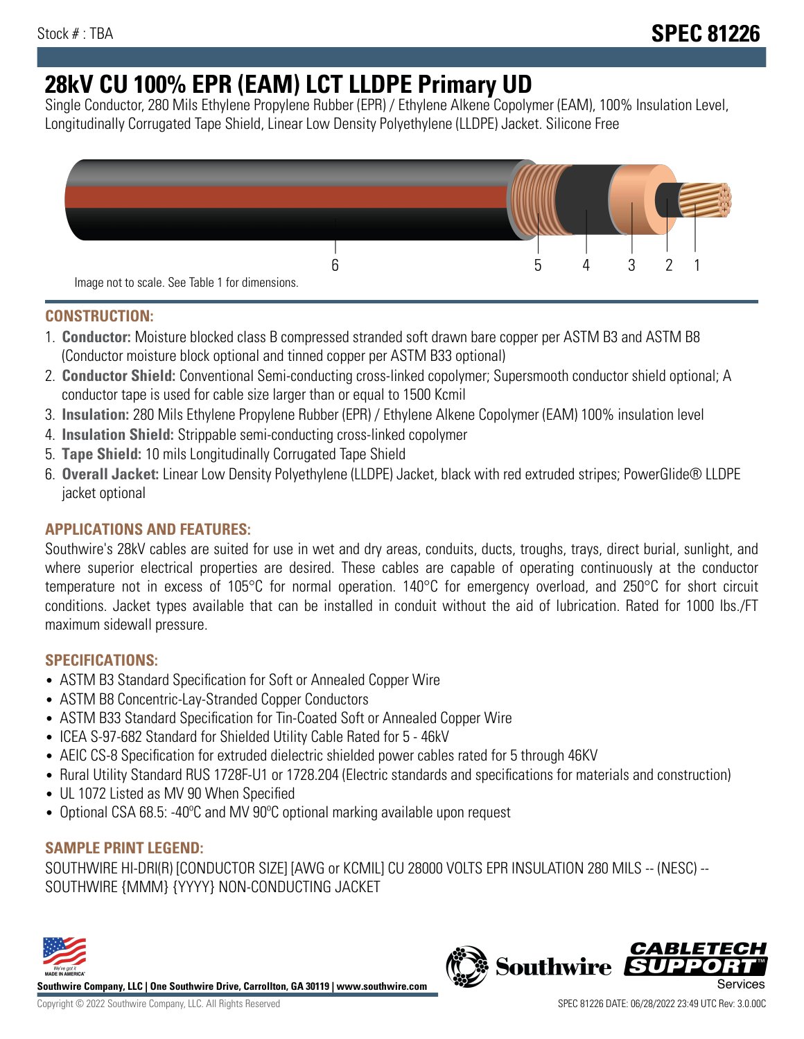Stock # : TBA

# SPEC 81226

# 28kV CU 100% EPR (EAM) LCT LLDPE Primary UD

Single Conductor, 280 Mils Ethylene Propylene Rubber (EPR) / Ethylene Alkene Copolymer (EAM), 100% Insulation Level, Longitudinally Corrugated Tape Shield, Linear Low Density Polyethylene (LLDPE) Jacket. Silicone Free

Image not to scale. See Table 1 for dimensions.

## CONSTRUCTION:

1. **Conductor:** Moisture blocked class B compressed stranded soft drawn bare copper per ASTM B3 and ASTM B8 (Conductor moisture block optional and tinned copper per ASTM B33 optional)
2. **Conductor Shield:** Conventional Semi-conducting cross-linked copolymer; Supersmooth conductor shield optional; A conductor tape is used for cable size larger than or equal to 1500 Kcmil
3. **Insulation:** 280 Mils Ethylene Propylene Rubber (EPR) / Ethylene Alkene Copolymer (EAM) 100% insulation level
4. **Insulation Shield:** Strippable semi-conducting cross-linked copolymer
5. **Tape Shield:** 10 mils Longitudinally Corrugated Tape Shield
6. **Overall Jacket:** Linear Low Density Polyethylene (LLDPE) Jacket, black with red extruded stripes; PowerGlide® LLDPE jacket optional

## APPLICATIONS AND FEATURES:

Southwire's 28kV cables are suited for use in wet and dry areas, conduits, ducts, troughs, trays, direct burial, sunlight, and where superior electrical properties are desired. These cables are capable of operating continuously at the conductor temperature not in excess of 105°C for normal operation. 140°C for emergency overload, and 250°C for short circuit conditions. Jacket types available that can be installed in conduit without the aid of lubrication. Rated for 1000 lbs./FT maximum sidewall pressure.

## SPECIFICATIONS:

- ASTM B3 Standard Specification for Soft or Annealed Copper Wire
- ASTM B8 Concentric-Lay-Stranded Copper Conductors
- ASTM B33 Standard Specification for Tin-Coated Soft or Annealed Copper Wire
- ICEA S-97-682 Standard for Shielded Utility Cable Rated for 5 - 46kV
- AEIC CS-8 Specification for extruded dielectric shielded power cables rated for 5 through 46KV
- Rural Utility Standard RUS 1728F-U1 or 1728.204 (Electric standards and specifications for materials and construction)
- UL 1072 Listed as MV 90 When Specified
- Optional CSA 68.5: -40ºC and MV 90ºC optional marking available upon request

## SAMPLE PRINT LEGEND:

SOUTHWIRE HI-DRI(R) [CONDUCTOR SIZE] [AWG or KCMIL] CU 28000 VOLTS EPR INSULATION 280 MILS -- (NESC) -- SOUTHWIRE {MMM} {YYYY} NON-CONDUCTING JACKET

**Southwire Company, LLC | One Southwire Drive, Carrollton, GA 30119 | www.southwire.com**

Copyright © 2022 Southwire Company, LLC. All Rights Reserved

SPEC 81226 DATE: 06/28/2022 23:49 UTC Rev: 3.0.00C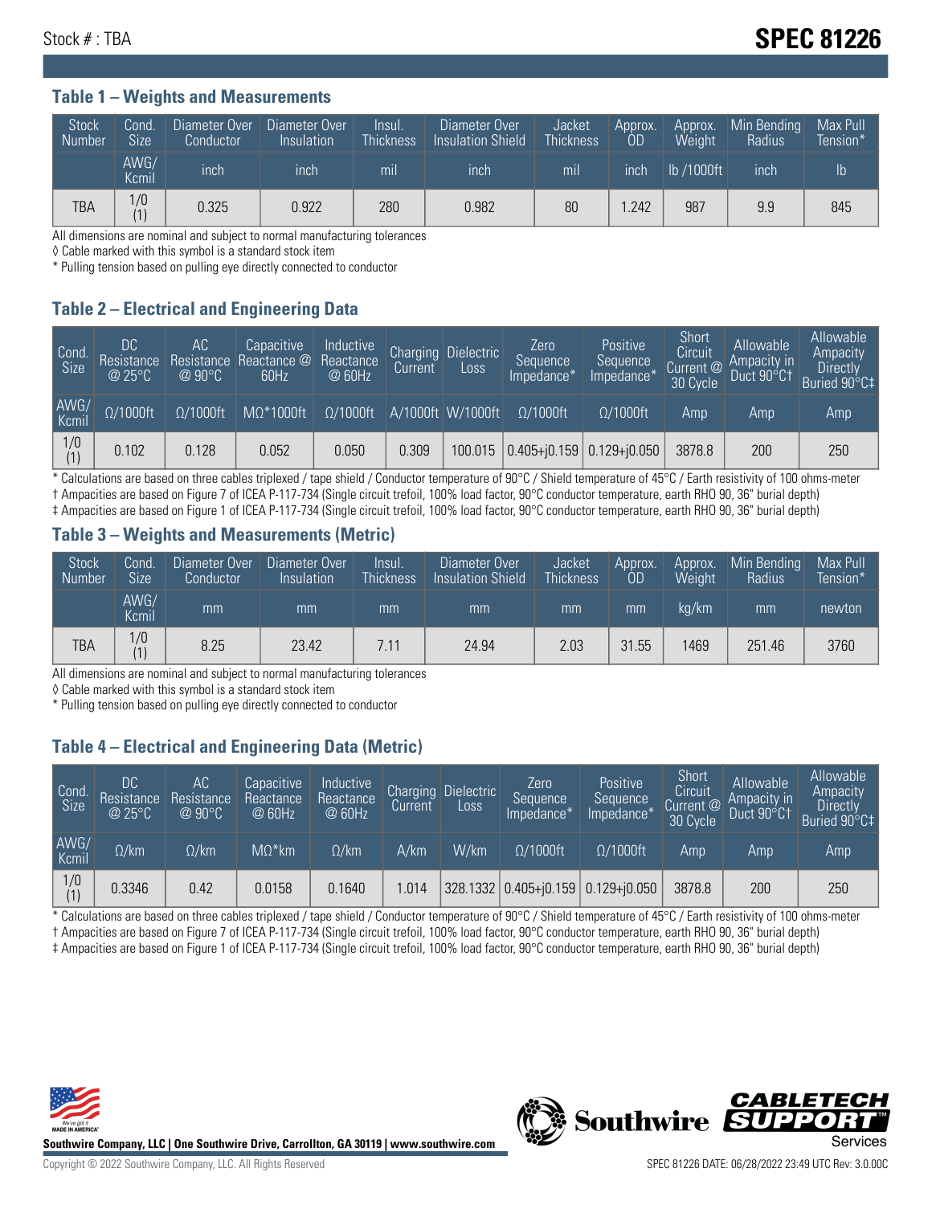Stock # : TBA

# SPEC 81226

## Table 1 – Weights and Measurements

| Stock Number | Cond. Size | Diameter Over Conductor | Diameter Over Insulation | Insul. Thickness | Diameter Over Insulation Shield | Jacket Thickness | Approx. OD | Approx. Weight | Min Bending Radius | Max Pull Tension* |
|---|---|---|---|---|---|---|---|---|---|---|
| | AWG/ Kcmil | inch | inch | mil | inch | mil | inch | lb /1000ft | inch | lb |
| TBA | 1/0 (1) | 0.325 | 0.922 | 280 | 0.982 | 80 | 1.242 | 987 | 9.9 | 845 |

All dimensions are nominal and subject to normal manufacturing tolerances

◊ Cable marked with this symbol is a standard stock item

* Pulling tension based on pulling eye directly connected to conductor

## Table 2 – Electrical and Engineering Data

| Cond. Size | DC Resistance @ 25°C | AC Resistance @ 90°C | Capacitive Reactance @ 60Hz | Inductive Reactance @ 60Hz | Charging Current | Dielectric Loss | Zero Sequence Impedance* | Positive Sequence Impedance* | Short Circuit Current @ 30 Cycle | Allowable Ampacity in Duct 90°C† | Allowable Ampacity Directly Buried 90°C‡ |
|---|---|---|---|---|---|---|---|---|---|---|---|
| AWG/ Kcmil | Ω/1000ft | Ω/1000ft | MΩ*1000ft | Ω/1000ft | A/1000ft | W/1000ft | Ω/1000ft | Ω/1000ft | Amp | Amp | Amp |
| 1/0 (1) | 0.102 | 0.128 | 0.052 | 0.050 | 0.309 | 100.015 | 0.405+j0.159 | 0.129+j0.050 | 3878.8 | 200 | 250 |

* Calculations are based on three cables triplexed / tape shield / Conductor temperature of 90°C / Shield temperature of 45°C / Earth resistivity of 100 ohms-meter

† Ampacities are based on Figure 7 of ICEA P-117-734 (Single circuit trefoil, 100% load factor, 90°C conductor temperature, earth RHO 90, 36" burial depth)

‡ Ampacities are based on Figure 1 of ICEA P-117-734 (Single circuit trefoil, 100% load factor, 90°C conductor temperature, earth RHO 90, 36" burial depth)

## Table 3 – Weights and Measurements (Metric)

| Stock Number | Cond. Size | Diameter Over Conductor | Diameter Over Insulation | Insul. Thickness | Diameter Over Insulation Shield | Jacket Thickness | Approx. OD | Approx. Weight | Min Bending Radius | Max Pull Tension* |
|---|---|---|---|---|---|---|---|---|---|---|
| | AWG/ Kcmil | mm | mm | mm | mm | mm | mm | kg/km | mm | newton |
| TBA | 1/0 (1) | 8.25 | 23.42 | 7.11 | 24.94 | 2.03 | 31.55 | 1469 | 251.46 | 3760 |

All dimensions are nominal and subject to normal manufacturing tolerances

◊ Cable marked with this symbol is a standard stock item

* Pulling tension based on pulling eye directly connected to conductor

## Table 4 – Electrical and Engineering Data (Metric)

| Cond. Size | DC Resistance @ 25°C | AC Resistance @ 90°C | Capacitive Reactance @ 60Hz | Inductive Reactance @ 60Hz | Charging Current | Dielectric Loss | Zero Sequence Impedance* | Positive Sequence Impedance* | Short Circuit Current @ 30 Cycle | Allowable Ampacity in Duct 90°C† | Allowable Ampacity Directly Buried 90°C‡ |
|---|---|---|---|---|---|---|---|---|---|---|---|
| AWG/ Kcmil | Ω/km | Ω/km | MΩ*km | Ω/km | A/km | W/km | Ω/1000ft | Ω/1000ft | Amp | Amp | Amp |
| 1/0 (1) | 0.3346 | 0.42 | 0.0158 | 0.1640 | 1.014 | 328.1332 | 0.405+j0.159 | 0.129+j0.050 | 3878.8 | 200 | 250 |

* Calculations are based on three cables triplexed / tape shield / Conductor temperature of 90°C / Shield temperature of 45°C / Earth resistivity of 100 ohms-meter

† Ampacities are based on Figure 7 of ICEA P-117-734 (Single circuit trefoil, 100% load factor, 90°C conductor temperature, earth RHO 90, 36" burial depth)

‡ Ampacities are based on Figure 1 of ICEA P-117-734 (Single circuit trefoil, 100% load factor, 90°C conductor temperature, earth RHO 90, 36" burial depth)

**Southwire Company, LLC | One Southwire Drive, Carrollton, GA 30119 | www.southwire.com**

Copyright © 2022 Southwire Company, LLC. All Rights Reserved

SPEC 81226 DATE: 06/28/2022 23:49 UTC Rev: 3.0.00C